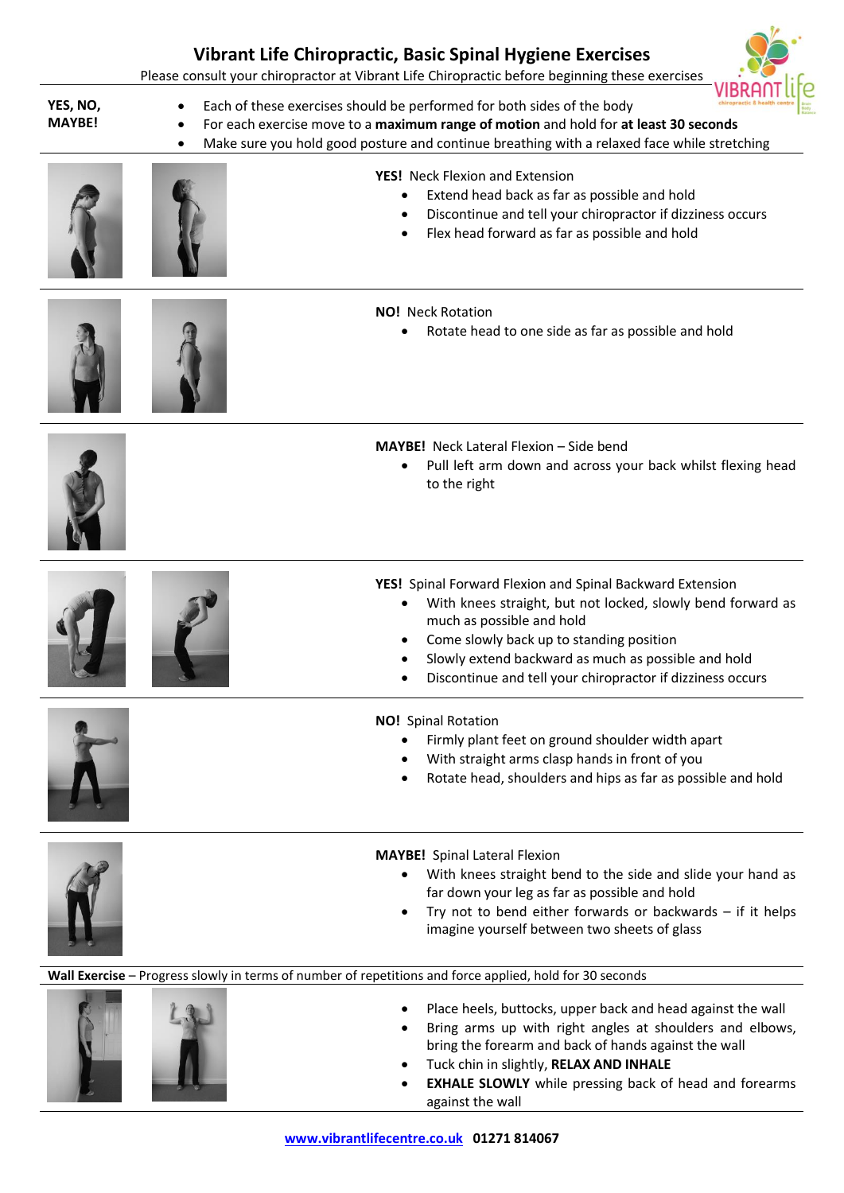# Vibrant Life Chiropractic, Basic Spinal Hygiene Exercises

Please consult your chiropractor at Vibrant Life Chiropractic before beginning these exercises

**YES, NO, MAYBE!**

- Each of these exercises should be performed for both sides of the body
- For each exercise move to a **maximum range of motion** and hold for **at least 30 seconds**
- Make sure you hold good posture and continue breathing with a relaxed face while stretching

**YES!** Neck Flexion and Extension

- Extend head back as far as possible and hold
- Discontinue and tell your chiropractor if dizziness occurs
- Flex head forward as far as possible and hold

**NO!** Neck Rotation

- Rotate head to one side as far as possible and hold

**MAYBE!** Neck Lateral Flexion – Side bend

- Pull left arm down and across your back whilst flexing head to the right

**YES!** Spinal Forward Flexion and Spinal Backward Extension

- With knees straight, but not locked, slowly bend forward as much as possible and hold
- Come slowly back up to standing position
- Slowly extend backward as much as possible and hold
- Discontinue and tell your chiropractor if dizziness occurs

**NO!** Spinal Rotation

- Firmly plant feet on ground shoulder width apart
- With straight arms clasp hands in front of you
- Rotate head, shoulders and hips as far as possible and hold

**MAYBE!** Spinal Lateral Flexion

- With knees straight bend to the side and slide your hand as far down your leg as far as possible and hold
- Try not to bend either forwards or backwards – if it helps imagine yourself between two sheets of glass

**Wall Exercise** – Progress slowly in terms of number of repetitions and force applied, hold for 30 seconds

- Place heels, buttocks, upper back and head against the wall
- Bring arms up with right angles at shoulders and elbows, bring the forearm and back of hands against the wall
- Tuck chin in slightly, **RELAX AND INHALE**
- **EXHALE SLOWLY** while pressing back of head and forearms against the wall

[www.vibrantlifecentre.co.uk](http://www.vibrantlifecentre.co.uk) **01271 814067**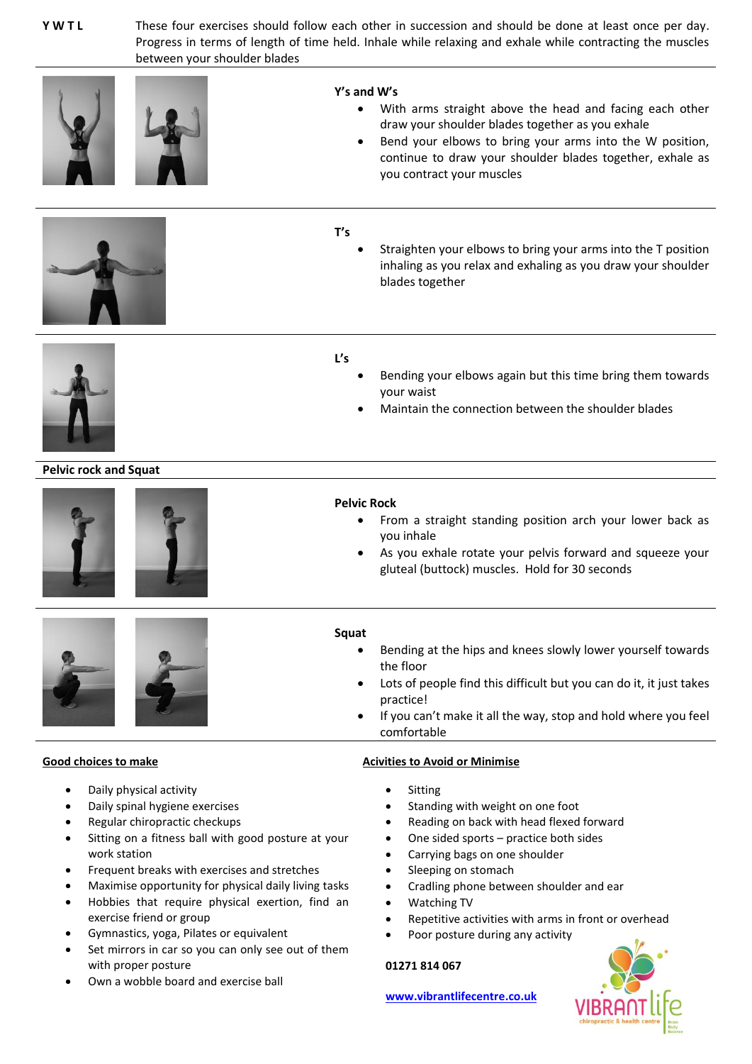**Y W T L**

These four exercises should follow each other in succession and should be done at least once per day. Progress in terms of length of time held. Inhale while relaxing and exhale while contracting the muscles between your shoulder blades

### Y's and W's

- With arms straight above the head and facing each other draw your shoulder blades together as you exhale
- Bend your elbows to bring your arms into the W position, continue to draw your shoulder blades together, exhale as you contract your muscles

### T's

- Straighten your elbows to bring your arms into the T position inhaling as you relax and exhaling as you draw your shoulder blades together

### L's

- Bending your elbows again but this time bring them towards your waist
- Maintain the connection between the shoulder blades

## Pelvic rock and Squat

### Pelvic Rock

- From a straight standing position arch your lower back as you inhale
- As you exhale rotate your pelvis forward and squeeze your gluteal (buttock) muscles. Hold for 30 seconds

### Squat

- Bending at the hips and knees slowly lower yourself towards the floor
- Lots of people find this difficult but you can do it, it just takes practice!
- If you can't make it all the way, stop and hold where you feel comfortable

## Good choices to make

- Daily physical activity
- Daily spinal hygiene exercises
- Regular chiropractic checkups
- Sitting on a fitness ball with good posture at your work station
- Frequent breaks with exercises and stretches
- Maximise opportunity for physical daily living tasks
- Hobbies that require physical exertion, find an exercise friend or group
- Gymnastics, yoga, Pilates or equivalent
- Set mirrors in car so you can only see out of them with proper posture
- Own a wobble board and exercise ball

## Acivities to Avoid or Minimise

- Sitting
- Standing with weight on one foot
- Reading on back with head flexed forward
- One sided sports – practice both sides
- Carrying bags on one shoulder
- Sleeping on stomach
- Cradling phone between shoulder and ear
- Watching TV
- Repetitive activities with arms in front or overhead
- Poor posture during any activity

01271 814 067

www.vibrantlifecentre.co.uk

VIBRANT life
chiropractic & health centre
Brain Body Balance